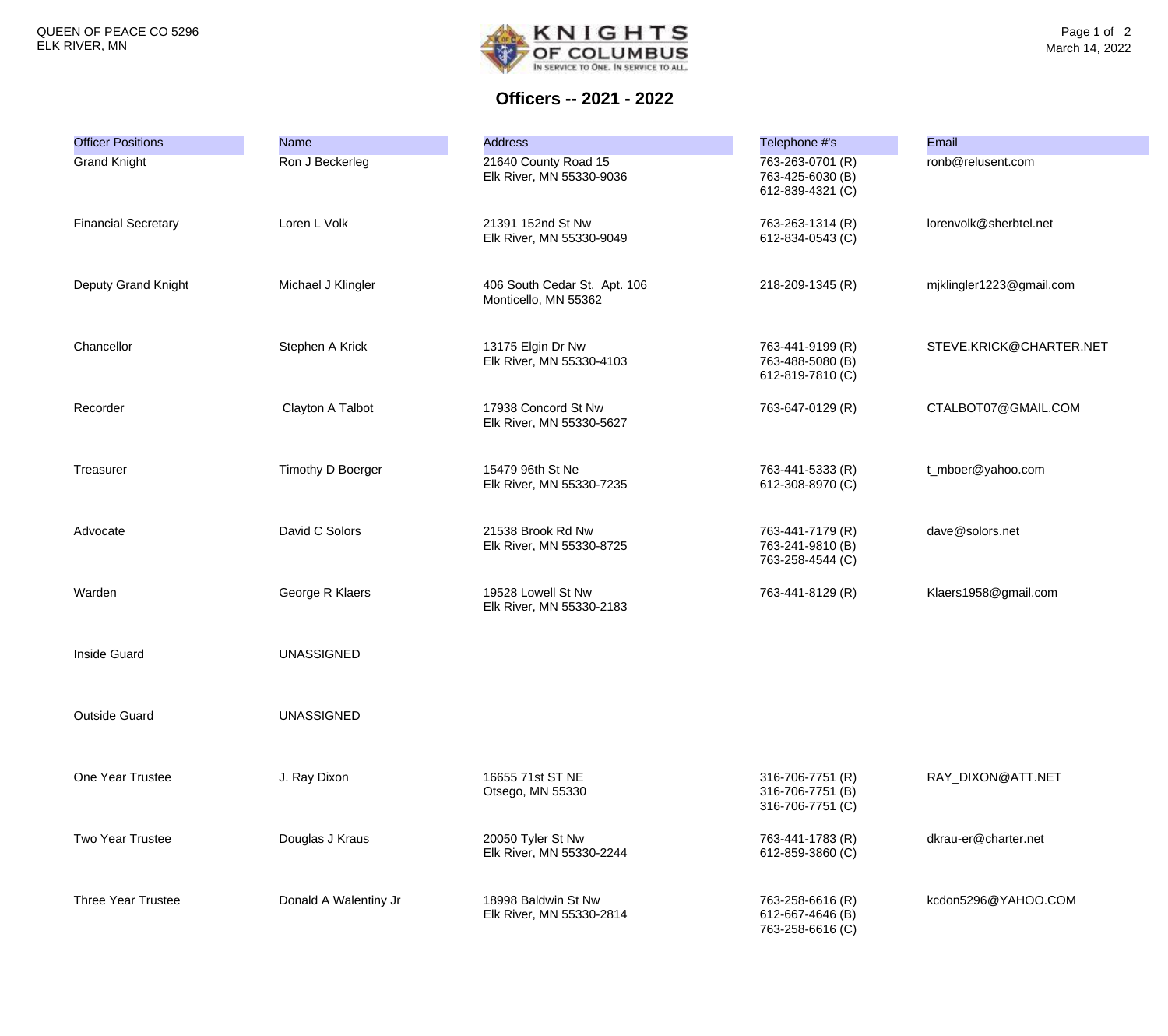QUEEN OF PEACE CO 5296
ELK RIVER, MN

March 14, 2022

# Officers -- 2021 - 2022

| Officer Positions | Name | Address | Telephone #'s | Email |
|---|---|---|---|---|
| Grand Knight | Ron J Beckerleg | 21640 County Road 15<br>Elk River, MN 55330-9036 | 763-263-0701 (R)<br>763-425-6030 (B)<br>612-839-4321 (C) | ronb@relusent.com |
| Financial Secretary | Loren L Volk | 21391 152nd St Nw<br>Elk River, MN 55330-9049 | 763-263-1314 (R)<br>612-834-0543 (C) | lorenvolk@sherbtel.net |
| Deputy Grand Knight | Michael J Klingler | 406 South Cedar St. Apt. 106<br>Monticello, MN 55362 | 218-209-1345 (R) | mjklingler1223@gmail.com |
| Chancellor | Stephen A Krick | 13175 Elgin Dr Nw<br>Elk River, MN 55330-4103 | 763-441-9199 (R)<br>763-488-5080 (B)<br>612-819-7810 (C) | STEVE.KRICK@CHARTER.NET |
| Recorder | Clayton A Talbot | 17938 Concord St Nw<br>Elk River, MN 55330-5627 | 763-647-0129 (R) | CTALBOT07@GMAIL.COM |
| Treasurer | Timothy D Boerger | 15479 96th St Ne<br>Elk River, MN 55330-7235 | 763-441-5333 (R)<br>612-308-8970 (C) | t_mboer@yahoo.com |
| Advocate | David C Solors | 21538 Brook Rd Nw<br>Elk River, MN 55330-8725 | 763-441-7179 (R)<br>763-241-9810 (B)<br>763-258-4544 (C) | dave@solors.net |
| Warden | George R Klaers | 19528 Lowell St Nw<br>Elk River, MN 55330-2183 | 763-441-8129 (R) | Klaers1958@gmail.com |
| Inside Guard | UNASSIGNED | | | |
| Outside Guard | UNASSIGNED | | | |
| One Year Trustee | J. Ray Dixon | 16655 71st ST NE<br>Otsego, MN 55330 | 316-706-7751 (R)<br>316-706-7751 (B)<br>316-706-7751 (C) | RAY_DIXON@ATT.NET |
| Two Year Trustee | Douglas J Kraus | 20050 Tyler St Nw<br>Elk River, MN 55330-2244 | 763-441-1783 (R)<br>612-859-3860 (C) | dkrau-er@charter.net |
| Three Year Trustee | Donald A Walentiny Jr | 18998 Baldwin St Nw<br>Elk River, MN 55330-2814 | 763-258-6616 (R)<br>612-667-4646 (B)<br>763-258-6616 (C) | kcdon5296@YAHOO.COM |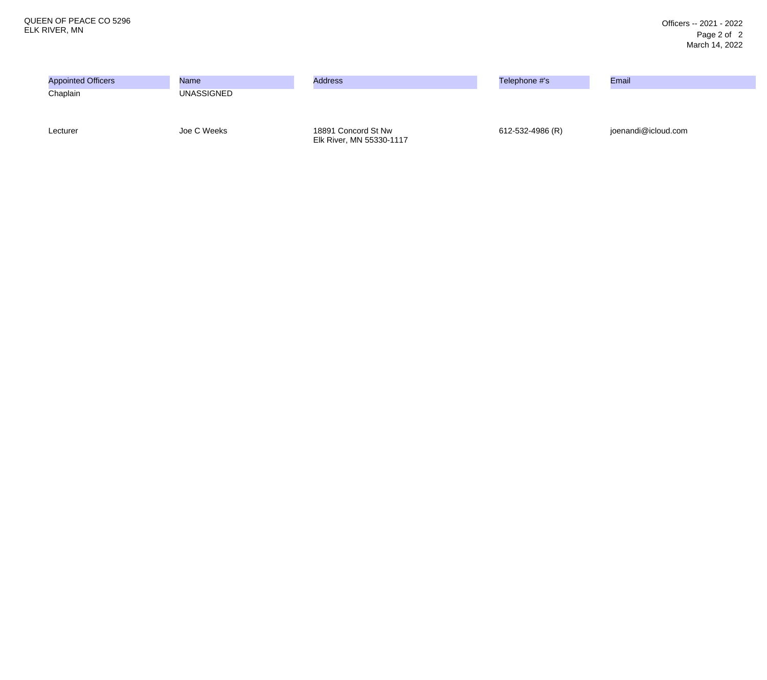| Appointed Officers | Name | Address | Telephone #'s | Email |
|---|---|---|---|---|
| Chaplain | UNASSIGNED | | | |
| Lecturer | Joe C Weeks | 18891 Concord St Nw<br>Elk River, MN 55330-1117 | 612-532-4986 (R) | joenandi@icloud.com |